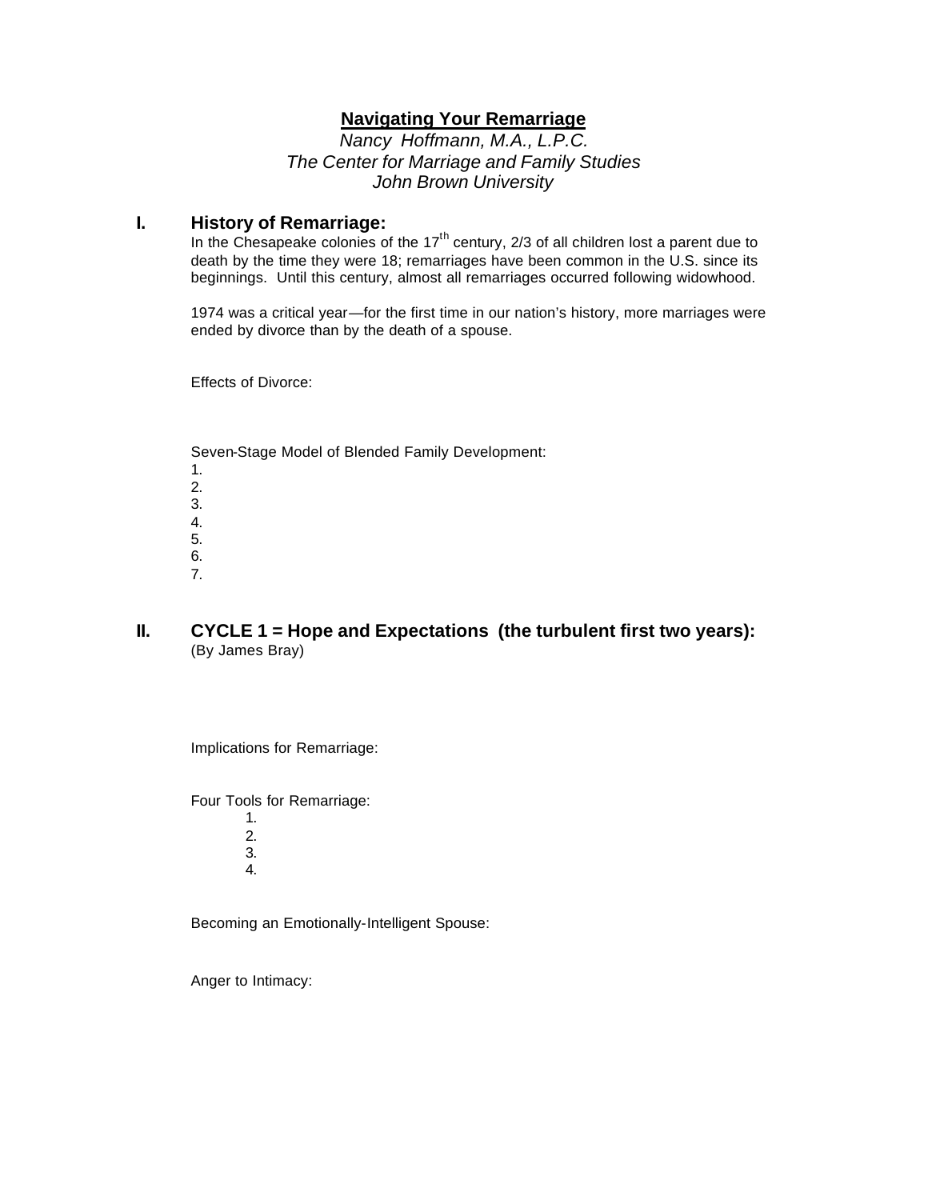# Navigating Your Remarriage

*Nancy Hoffmann, M.A., L.P.C.*
*The Center for Marriage and Family Studies*
*John Brown University*

## I. History of Remarriage:

In the Chesapeake colonies of the 17th century, 2/3 of all children lost a parent due to death by the time they were 18; remarriages have been common in the U.S. since its beginnings. Until this century, almost all remarriages occurred following widowhood.

1974 was a critical year—for the first time in our nation's history, more marriages were ended by divorce than by the death of a spouse.

Effects of Divorce:

Seven-Stage Model of Blended Family Development:

1.
2.
3.
4.
5.
6.
7.

## II. CYCLE 1 = Hope and Expectations (the turbulent first two years):

(By James Bray)

Implications for Remarriage:

Four Tools for Remarriage:

1.
2.
3.
4.

Becoming an Emotionally-Intelligent Spouse:

Anger to Intimacy: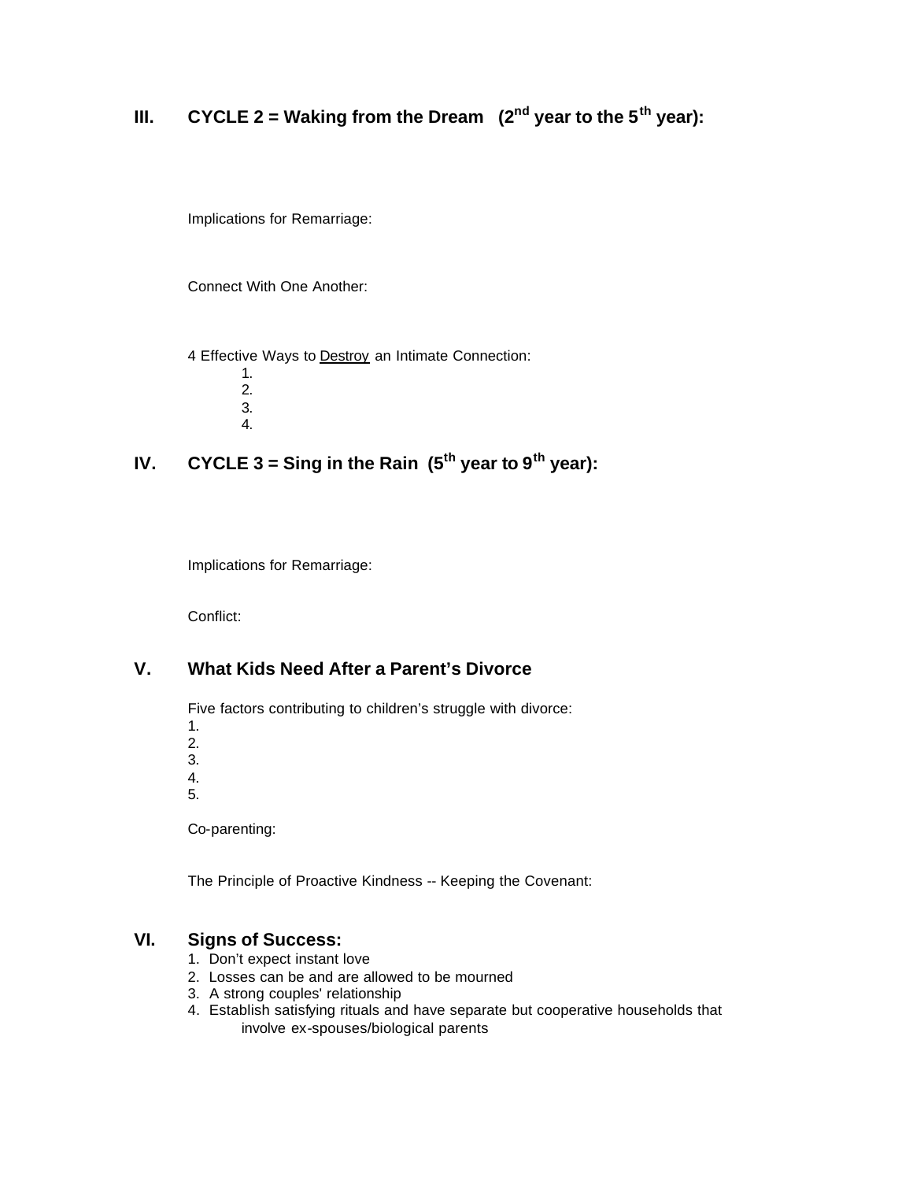## III. CYCLE 2 = Waking from the Dream (2nd year to the 5th year):

Implications for Remarriage:

Connect With One Another:

4 Effective Ways to Destroy an Intimate Connection:

1.
2.
3.
4.

## IV. CYCLE 3 = Sing in the Rain (5th year to 9th year):

Implications for Remarriage:

Conflict:

## V. What Kids Need After a Parent's Divorce

Five factors contributing to children's struggle with divorce:

1.
2.
3.
4.
5.

Co-parenting:

The Principle of Proactive Kindness -- Keeping the Covenant:

## VI. Signs of Success:

1. Don't expect instant love
2. Losses can be and are allowed to be mourned
3. A strong couples' relationship
4. Establish satisfying rituals and have separate but cooperative households that involve ex-spouses/biological parents